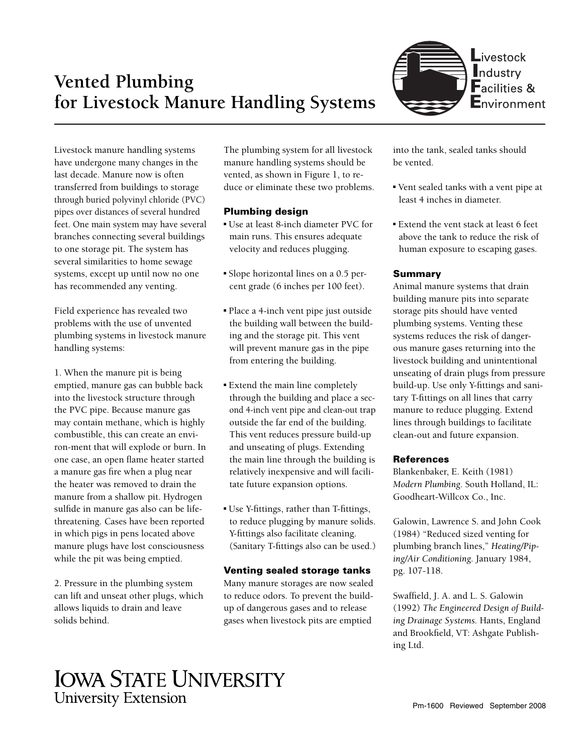# Vented Plumbing for Livestock Manure Handling Systems

Livestock Industry Facilities & Environment

Livestock manure handling systems have undergone many changes in the last decade. Manure now is often transferred from buildings to storage through buried polyvinyl chloride (PVC) pipes over distances of several hundred feet. One main system may have several branches connecting several buildings to one storage pit. The system has several similarities to home sewage systems, except up until now no one has recommended any venting.

Field experience has revealed two problems with the use of unvented plumbing systems in livestock manure handling systems:

1. When the manure pit is being emptied, manure gas can bubble back into the livestock structure through the PVC pipe. Because manure gas may contain methane, which is highly combustible, this can create an environ-ment that will explode or burn. In one case, an open flame heater started a manure gas fire when a plug near the heater was removed to drain the manure from a shallow pit. Hydrogen sulfide in manure gas also can be life-threatening. Cases have been reported in which pigs in pens located above manure plugs have lost consciousness while the pit was being emptied.

2. Pressure in the plumbing system can lift and unseat other plugs, which allows liquids to drain and leave solids behind.

The plumbing system for all livestock manure handling systems should be vented, as shown in Figure 1, to reduce or eliminate these two problems.

### Plumbing design

- Use at least 8-inch diameter PVC for main runs. This ensures adequate velocity and reduces plugging.
- Slope horizontal lines on a 0.5 percent grade (6 inches per 100 feet).
- Place a 4-inch vent pipe just outside the building wall between the building and the storage pit. This vent will prevent manure gas in the pipe from entering the building.
- Extend the main line completely through the building and place a second 4-inch vent pipe and clean-out trap outside the far end of the building. This vent reduces pressure build-up and unseating of plugs. Extending the main line through the building is relatively inexpensive and will facilitate future expansion options.
- Use Y-fittings, rather than T-fittings, to reduce plugging by manure solids. Y-fittings also facilitate cleaning. (Sanitary T-fittings also can be used.)

### Venting sealed storage tanks

Many manure storages are now sealed to reduce odors. To prevent the build-up of dangerous gases and to release gases when livestock pits are emptied into the tank, sealed tanks should be vented.

- Vent sealed tanks with a vent pipe at least 4 inches in diameter.
- Extend the vent stack at least 6 feet above the tank to reduce the risk of human exposure to escaping gases.

### Summary

Animal manure systems that drain building manure pits into separate storage pits should have vented plumbing systems. Venting these systems reduces the risk of dangerous manure gases returning into the livestock building and unintentional unseating of drain plugs from pressure build-up. Use only Y-fittings and sanitary T-fittings on all lines that carry manure to reduce plugging. Extend lines through buildings to facilitate clean-out and future expansion.

### References

Blankenbaker, E. Keith (1981) *Modern Plumbing.* South Holland, IL: Goodheart-Willcox Co., Inc.

Galowin, Lawrence S. and John Cook (1984) "Reduced sized venting for plumbing branch lines," *Heating/Piping/Air Conditioning.* January 1984, pg. 107-118.

Swaffield, J. A. and L. S. Galowin (1992) *The Engineered Design of Building Drainage Systems.* Hants, England and Brookfield, VT: Ashgate Publishing Ltd.

IOWA STATE UNIVERSITY
University Extension

Pm-1600 Reviewed September 2008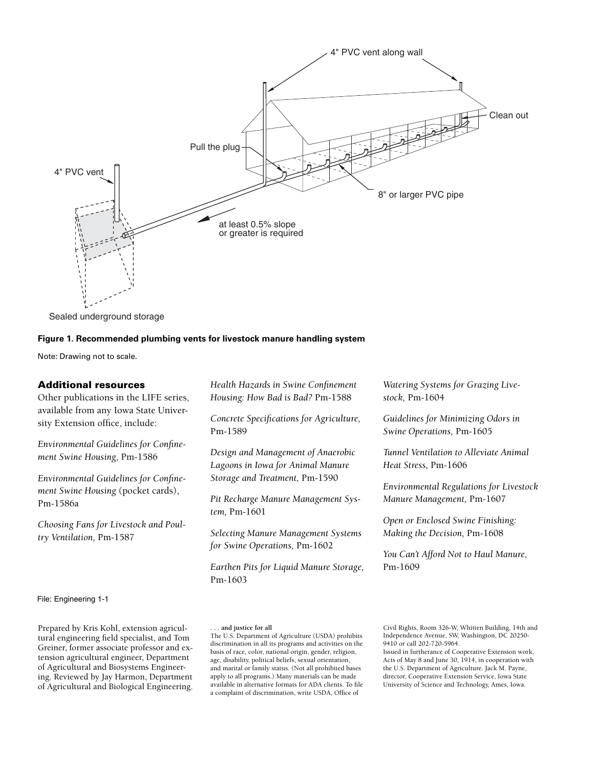4" PVC vent along wall

Clean out

Pull the plug

4" PVC vent

8" or larger PVC pipe

at least 0.5% slope
or greater is required

Sealed underground storage

**Figure 1. Recommended plumbing vents for livestock manure handling system**

Note: Drawing not to scale.

## Additional resources

Other publications in the LIFE series, available from any Iowa State University Extension office, include:

*Environmental Guidelines for Confinement Swine Housing,* Pm-1586

*Environmental Guidelines for Confinement Swine Housing* (pocket cards), Pm-1586a

*Choosing Fans for Livestock and Poultry Ventilation,* Pm-1587

*Health Hazards in Swine Confinement Housing: How Bad is Bad?* Pm-1588

*Concrete Specifications for Agriculture,* Pm-1589

*Design and Management of Anaerobic Lagoons in Iowa for Animal Manure Storage and Treatment,* Pm-1590

*Pit Recharge Manure Management System,* Pm-1601

*Selecting Manure Management Systems for Swine Operations,* Pm-1602

*Earthen Pits for Liquid Manure Storage,* Pm-1603

*Watering Systems for Grazing Livestock,* Pm-1604

*Guidelines for Minimizing Odors in Swine Operations,* Pm-1605

*Tunnel Ventilation to Alleviate Animal Heat Stress,* Pm-1606

*Environmental Regulations for Livestock Manure Management,* Pm-1607

*Open or Enclosed Swine Finishing: Making the Decision,* Pm-1608

*You Can't Afford Not to Haul Manure,* Pm-1609

File: Engineering 1-1

Prepared by Kris Kohl, extension agricultural engineering field specialist, and Tom Greiner, former associate professor and extension agricultural engineer, Department of Agricultural and Biosystems Engineering. Reviewed by Jay Harmon, Department of Agricultural and Biological Engineering.

**. . . and justice for all**
The U.S. Department of Agriculture (USDA) prohibits discrimination in all its programs and activities on the basis of race, color, national origin, gender, religion, age, disability, political beliefs, sexual orientation, and marital or family status. (Not all prohibited bases apply to all programs.) Many materials can be made available in alternative formats for ADA clients. To file a complaint of discrimination, write USDA, Office of Civil Rights, Room 326-W, Whitten Building, 14th and Independence Avenue, SW, Washington, DC 20250-9410 or call 202-720-5964.
Issued in furtherance of Cooperative Extension work, Acts of May 8 and June 30, 1914, in cooperation with the U.S. Department of Agriculture. Jack M. Payne, director, Cooperative Extension Service, Iowa State University of Science and Technology, Ames, Iowa.